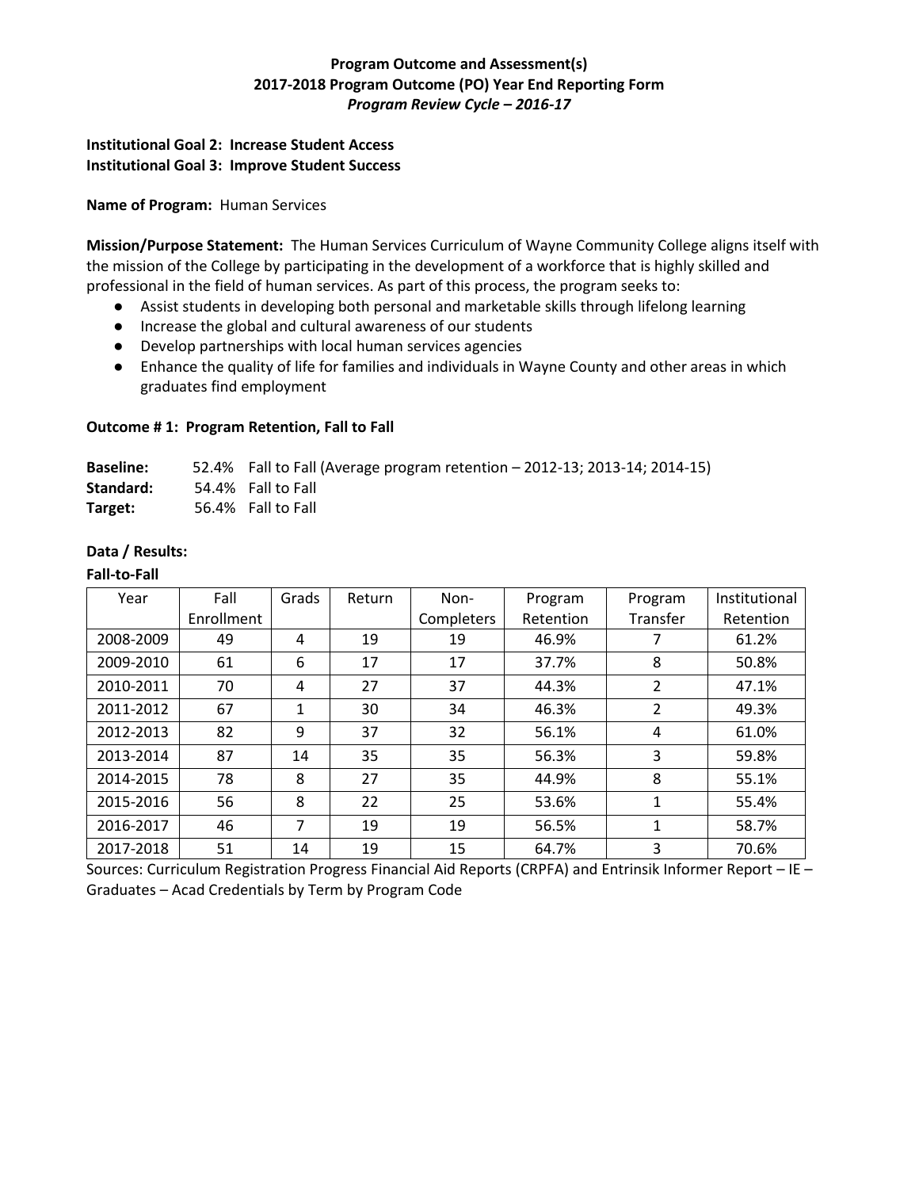**Program Outcome and Assessment(s)**
**2017-2018 Program Outcome (PO) Year End Reporting Form**
***Program Review Cycle – 2016-17***

**Institutional Goal 2: Increase Student Access**
**Institutional Goal 3: Improve Student Success**

**Name of Program:** Human Services

**Mission/Purpose Statement:** The Human Services Curriculum of Wayne Community College aligns itself with the mission of the College by participating in the development of a workforce that is highly skilled and professional in the field of human services. As part of this process, the program seeks to:

- Assist students in developing both personal and marketable skills through lifelong learning
- Increase the global and cultural awareness of our students
- Develop partnerships with local human services agencies
- Enhance the quality of life for families and individuals in Wayne County and other areas in which graduates find employment

**Outcome # 1: Program Retention, Fall to Fall**

**Baseline:** 52.4% Fall to Fall (Average program retention – 2012-13; 2013-14; 2014-15)
**Standard:** 54.4% Fall to Fall
**Target:** 56.4% Fall to Fall

**Data / Results:**

**Fall-to-Fall**

| Year | Fall Enrollment | Grads | Return | Non-Completers | Program Retention | Program Transfer | Institutional Retention |
|---|---|---|---|---|---|---|---|
| 2008-2009 | 49 | 4 | 19 | 19 | 46.9% | 7 | 61.2% |
| 2009-2010 | 61 | 6 | 17 | 17 | 37.7% | 8 | 50.8% |
| 2010-2011 | 70 | 4 | 27 | 37 | 44.3% | 2 | 47.1% |
| 2011-2012 | 67 | 1 | 30 | 34 | 46.3% | 2 | 49.3% |
| 2012-2013 | 82 | 9 | 37 | 32 | 56.1% | 4 | 61.0% |
| 2013-2014 | 87 | 14 | 35 | 35 | 56.3% | 3 | 59.8% |
| 2014-2015 | 78 | 8 | 27 | 35 | 44.9% | 8 | 55.1% |
| 2015-2016 | 56 | 8 | 22 | 25 | 53.6% | 1 | 55.4% |
| 2016-2017 | 46 | 7 | 19 | 19 | 56.5% | 1 | 58.7% |
| 2017-2018 | 51 | 14 | 19 | 15 | 64.7% | 3 | 70.6% |

Sources: Curriculum Registration Progress Financial Aid Reports (CRPFA) and Entrinsik Informer Report – IE – Graduates – Acad Credentials by Term by Program Code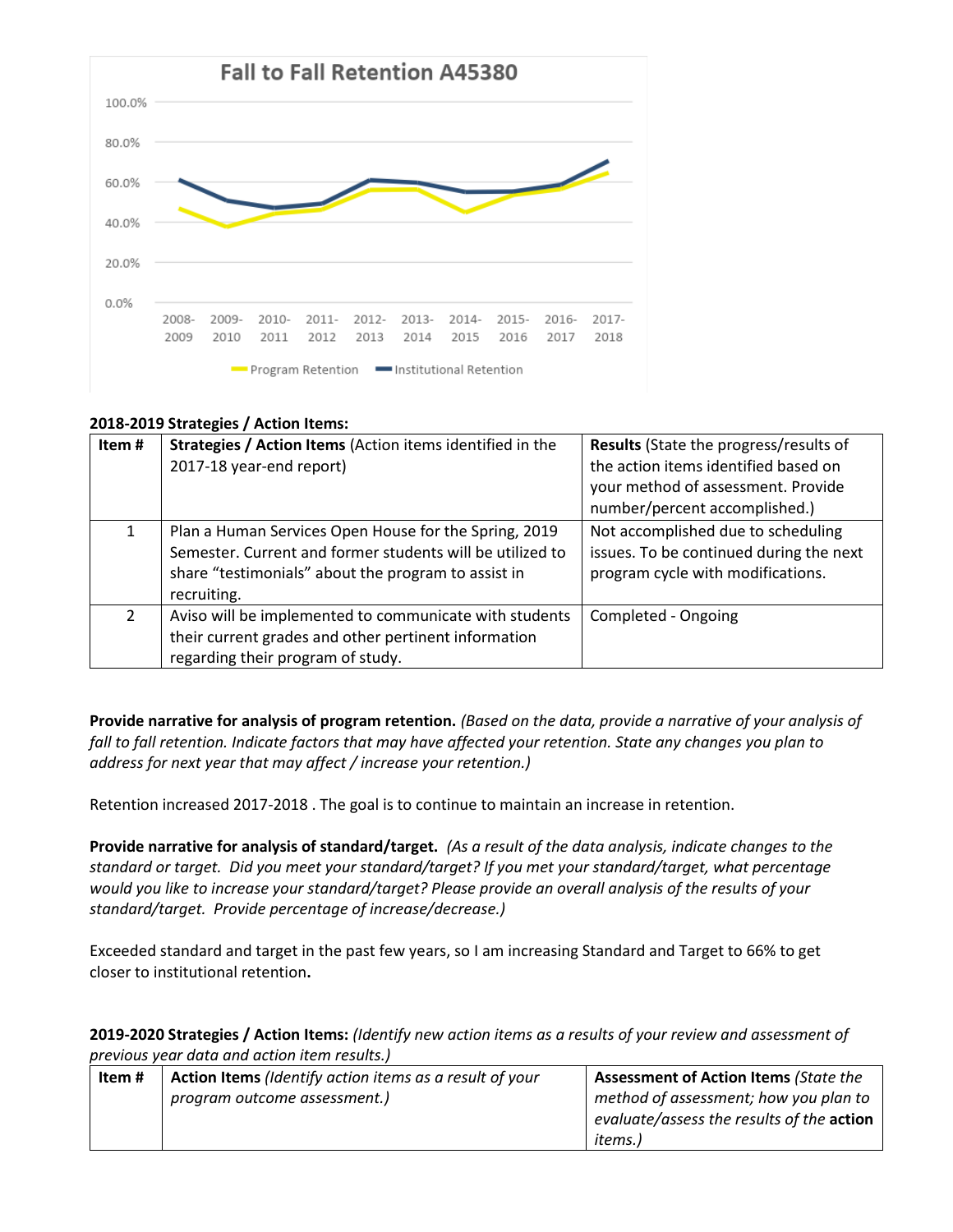Fall to Fall Retention A45380

**2018-2019 Strategies / Action Items:**

| Item # | **Strategies / Action Items** (Action items identified in the 2017-18 year-end report) | **Results** (State the progress/results of the action items identified based on your method of assessment. Provide number/percent accomplished.) |
|---|---|---|
| 1 | Plan a Human Services Open House for the Spring, 2019 Semester. Current and former students will be utilized to share "testimonials" about the program to assist in recruiting. | Not accomplished due to scheduling issues. To be continued during the next program cycle with modifications. |
| 2 | Aviso will be implemented to communicate with students their current grades and other pertinent information regarding their program of study. | Completed - Ongoing |

**Provide narrative for analysis of program retention.** *(Based on the data, provide a narrative of your analysis of fall to fall retention. Indicate factors that may have affected your retention. State any changes you plan to address for next year that may affect / increase your retention.)*

Retention increased 2017-2018 . The goal is to continue to maintain an increase in retention.

**Provide narrative for analysis of standard/target.** *(As a result of the data analysis, indicate changes to the standard or target. Did you meet your standard/target? If you met your standard/target, what percentage would you like to increase your standard/target? Please provide an overall analysis of the results of your standard/target. Provide percentage of increase/decrease.)*

Exceeded standard and target in the past few years, so I am increasing Standard and Target to 66% to get closer to institutional retention**.**

**2019-2020 Strategies / Action Items:** *(Identify new action items as a results of your review and assessment of previous year data and action item results.)*

| Item # | **Action Items** *(Identify action items as a result of your program outcome assessment.)* | **Assessment of Action Items** *(State the method of assessment; how you plan to evaluate/assess the results of the* ***action*** *items.)* |
|---|---|---|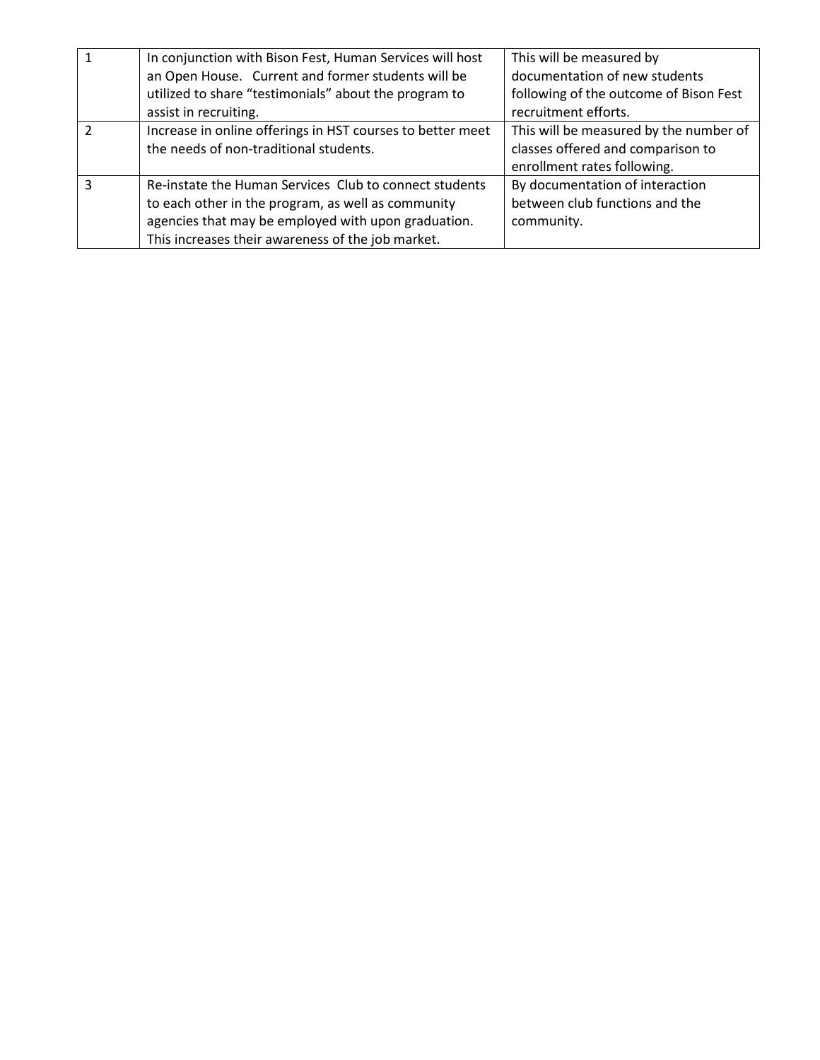| | | |
|---|---|---|
| 1 | In conjunction with Bison Fest, Human Services will host an Open House. Current and former students will be utilized to share "testimonials" about the program to assist in recruiting. | This will be measured by documentation of new students following of the outcome of Bison Fest recruitment efforts. |
| 2 | Increase in online offerings in HST courses to better meet the needs of non-traditional students. | This will be measured by the number of classes offered and comparison to enrollment rates following. |
| 3 | Re-instate the Human Services Club to connect students to each other in the program, as well as community agencies that may be employed with upon graduation. This increases their awareness of the job market. | By documentation of interaction between club functions and the community. |